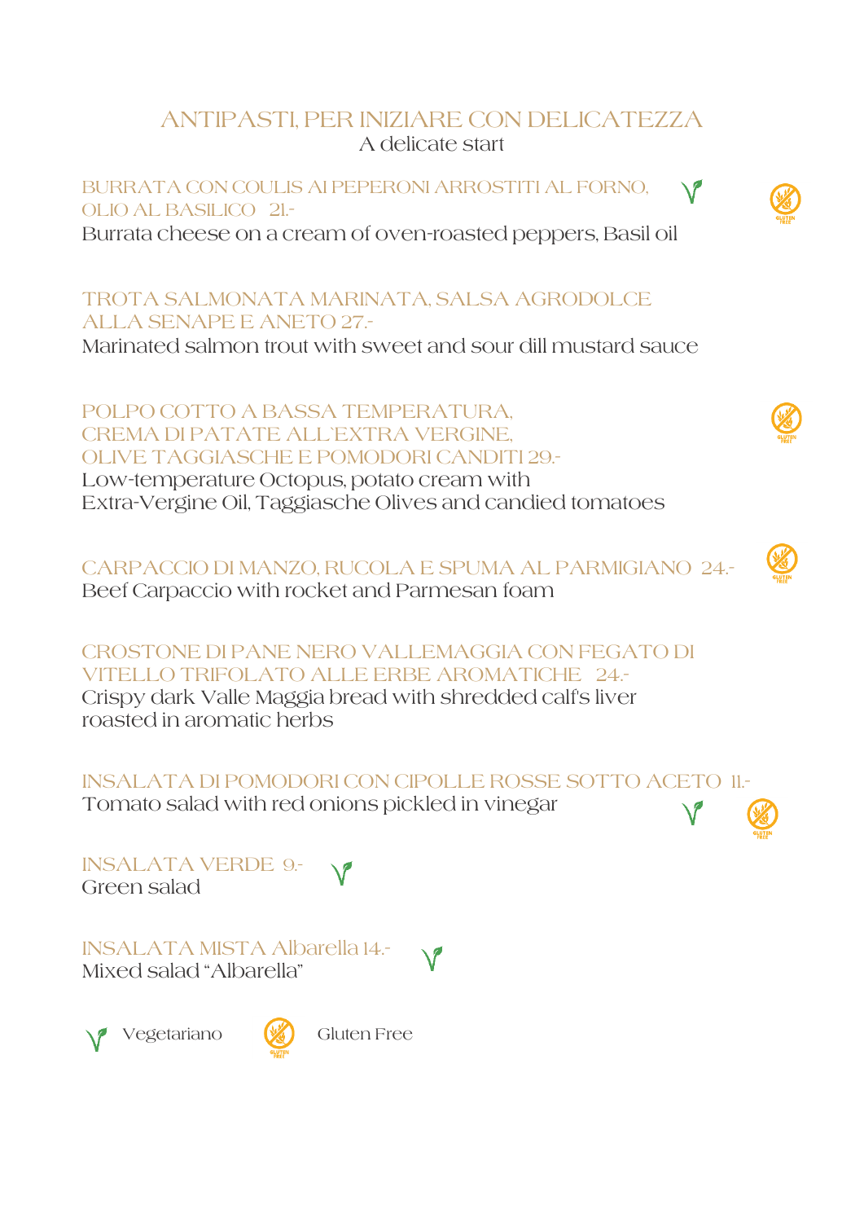## ANTIPASTI, PER INIZIARE CON DELICATEZZA

A delicate start

**BURRATA CON COULIS AI PEPERONI ARROSTITI AL FORNO, OLIO AL BASILICO 21.-** (Vegetariano) (Gluten Free)
Burrata cheese on a cream of oven-roasted peppers, Basil oil

**TROTA SALMONATA MARINATA, SALSA AGRODOLCE ALLA SENAPE E ANETO 27.-**
Marinated salmon trout with sweet and sour dill mustard sauce

**POLPO COTTO A BASSA TEMPERATURA, CREMA DI PATATE ALL`EXTRA VERGINE, OLIVE TAGGIASCHE E POMODORI CANDITI 29.-** (Gluten Free)
Low-temperature Octopus, potato cream with Extra-Vergine Oil, Taggiasche Olives and candied tomatoes

**CARPACCIO DI MANZO, RUCOLA E SPUMA AL PARMIGIANO 24.-** (Gluten Free)
Beef Carpaccio with rocket and Parmesan foam

**CROSTONE DI PANE NERO VALLEMAGGIA CON FEGATO DI VITELLO TRIFOLATO ALLE ERBE AROMATICHE 24.-**
Crispy dark Valle Maggia bread with shredded calf's liver roasted in aromatic herbs

**INSALATA DI POMODORI CON CIPOLLE ROSSE SOTTO ACETO 11.-** (Vegetariano) (Gluten Free)
Tomato salad with red onions pickled in vinegar

**INSALATA VERDE 9.-** (Vegetariano)
Green salad

**INSALATA MISTA Albarella 14.-** (Vegetariano)
Mixed salad "Albarella"

Vegetariano — Gluten Free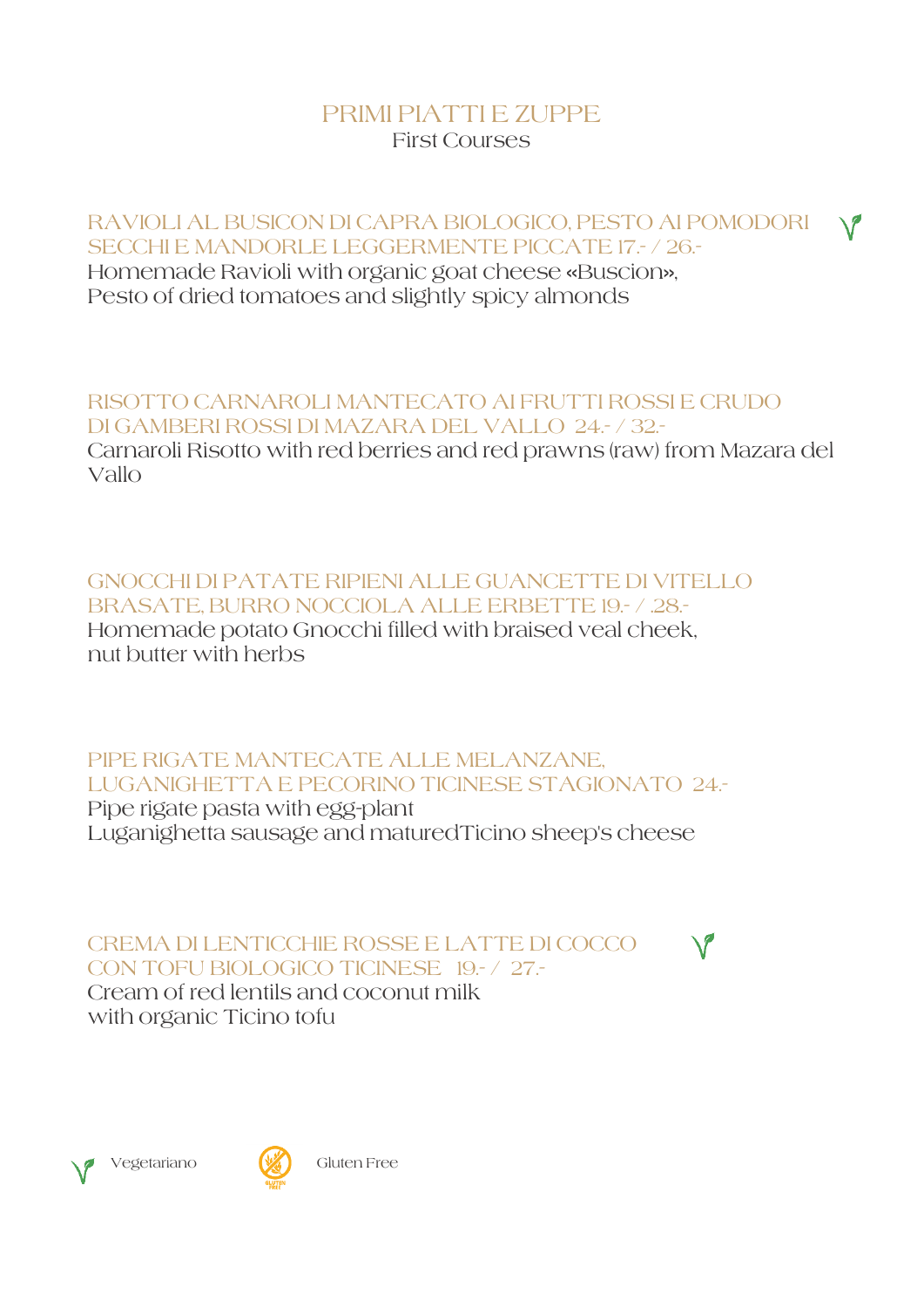# PRIMI PIATTI E ZUPPE

First Courses

### RAVIOLI AL BUSICON DI CAPRA BIOLOGICO, PESTO AI POMODORI SECCHI E MANDORLE LEGGERMENTE PICCATE 17.- / 26.- (V)

Homemade Ravioli with organic goat cheese «Buscion»,
Pesto of dried tomatoes and slightly spicy almonds

### RISOTTO CARNAROLI MANTECATO AI FRUTTI ROSSI E CRUDO DI GAMBERI ROSSI DI MAZARA DEL VALLO 24.- / 32.-

Carnaroli Risotto with red berries and red prawns (raw) from Mazara del Vallo

### GNOCCHI DI PATATE RIPIENI ALLE GUANCETTE DI VITELLO BRASATE, BURRO NOCCIOLA ALLE ERBETTE 19.- / .28.-

Homemade potato Gnocchi filled with braised veal cheek,
nut butter with herbs

### PIPE RIGATE MANTECATE ALLE MELANZANE, LUGANIGHETTA E PECORINO TICINESE STAGIONATO 24.-

Pipe rigate pasta with egg-plant
Luganighetta sausage and maturedTicino sheep's cheese

### CREMA DI LENTICCHIE ROSSE E LATTE DI COCCO CON TOFU BIOLOGICO TICINESE 19.- / 27.- (V)

Cream of red lentils and coconut milk
with organic Ticino tofu

(V) Vegetariano    Gluten Free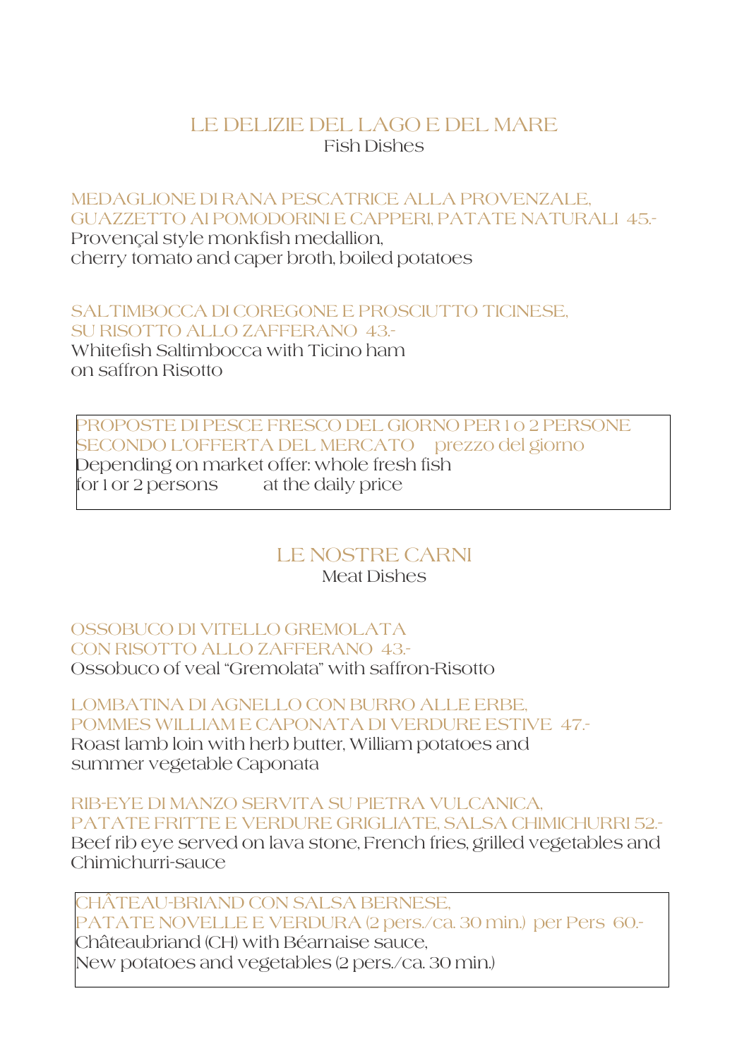## LE DELIZIE DEL LAGO E DEL MARE
Fish Dishes

MEDAGLIONE DI RANA PESCATRICE ALLA PROVENZALE,
GUAZZETTO AI POMODORINI E CAPPERI, PATATE NATURALI 45.-
Provençal style monkfish medallion,
cherry tomato and caper broth, boiled potatoes

SALTIMBOCCA DI COREGONE E PROSCIUTTO TICINESE,
SU RISOTTO ALLO ZAFFERANO 43.-
Whitefish Saltimbocca with Ticino ham
on saffron Risotto

PROPOSTE DI PESCE FRESCO DEL GIORNO PER 1 o 2 PERSONE
SECONDO L'OFFERTA DEL MERCATO prezzo del giorno
Depending on market offer: whole fresh fish
for 1 or 2 persons at the daily price

## LE NOSTRE CARNI
Meat Dishes

OSSOBUCO DI VITELLO GREMOLATA
CON RISOTTO ALLO ZAFFERANO 43.-
Ossobuco of veal "Gremolata" with saffron-Risotto

LOMBATINA DI AGNELLO CON BURRO ALLE ERBE,
POMMES WILLIAM E CAPONATA DI VERDURE ESTIVE 47.-
Roast lamb loin with herb butter, William potatoes and
summer vegetable Caponata

RIB-EYE DI MANZO SERVITA SU PIETRA VULCANICA,
PATATE FRITTE E VERDURE GRIGLIATE, SALSA CHIMICHURRI 52.-
Beef rib eye served on lava stone, French fries, grilled vegetables and
Chimichurri-sauce

CHÂTEAU-BRIAND CON SALSA BERNESE,
PATATE NOVELLE E VERDURA (2 pers./ca. 30 min.) per Pers 60.-
Châteaubriand (CH) with Béarnaise sauce,
New potatoes and vegetables (2 pers./ca. 30 min.)